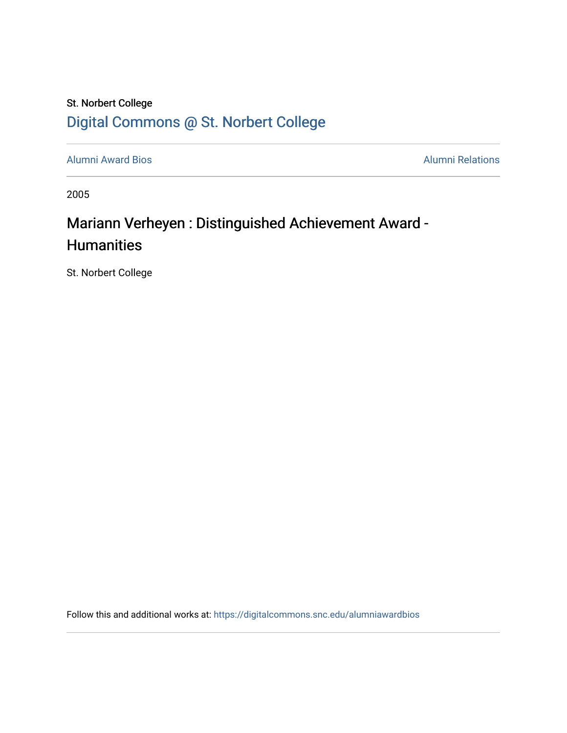St. Norbert College

Digital Commons @ St. Norbert College

Alumni Award Bios

Alumni Relations

2005

# Mariann Verheyen : Distinguished Achievement Award - Humanities

St. Norbert College

Follow this and additional works at: https://digitalcommons.snc.edu/alumniawardbios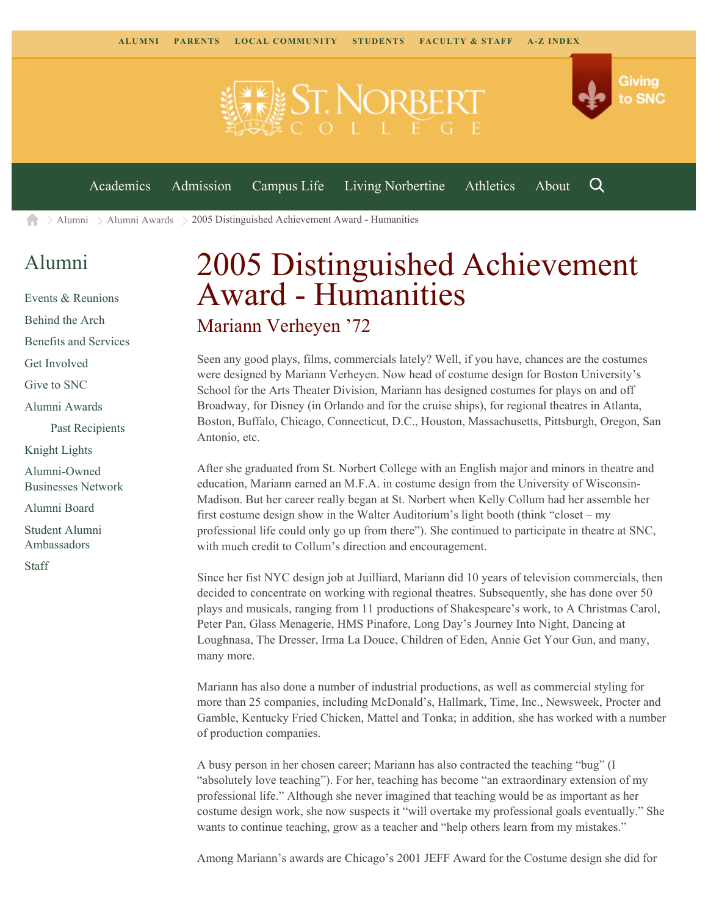ALUMNI PARENTS LOCAL COMMUNITY STUDENTS FACULTY & STAFF A-Z INDEX

Giving to SNC

Academics Admission Campus Life Living Norbertine Athletics About

Alumni > Alumni Awards > 2005 Distinguished Achievement Award - Humanities

## Alumni

- Events & Reunions
- Behind the Arch
- Benefits and Services
- Get Involved
- Give to SNC
- Alumni Awards
  - Past Recipients
- Knight Lights
- Alumni-Owned Businesses Network
- Alumni Board
- Student Alumni Ambassadors
- Staff

# 2005 Distinguished Achievement Award - Humanities

## Mariann Verheyen '72

Seen any good plays, films, commercials lately? Well, if you have, chances are the costumes were designed by Mariann Verheyen. Now head of costume design for Boston University's School for the Arts Theater Division, Mariann has designed costumes for plays on and off Broadway, for Disney (in Orlando and for the cruise ships), for regional theatres in Atlanta, Boston, Buffalo, Chicago, Connecticut, D.C., Houston, Massachusetts, Pittsburgh, Oregon, San Antonio, etc.

After she graduated from St. Norbert College with an English major and minors in theatre and education, Mariann earned an M.F.A. in costume design from the University of Wisconsin-Madison. But her career really began at St. Norbert when Kelly Collum had her assemble her first costume design show in the Walter Auditorium's light booth (think "closet – my professional life could only go up from there"). She continued to participate in theatre at SNC, with much credit to Collum's direction and encouragement.

Since her fist NYC design job at Juilliard, Mariann did 10 years of television commercials, then decided to concentrate on working with regional theatres. Subsequently, she has done over 50 plays and musicals, ranging from 11 productions of Shakespeare's work, to A Christmas Carol, Peter Pan, Glass Menagerie, HMS Pinafore, Long Day's Journey Into Night, Dancing at Loughnasa, The Dresser, Irma La Douce, Children of Eden, Annie Get Your Gun, and many, many more.

Mariann has also done a number of industrial productions, as well as commercial styling for more than 25 companies, including McDonald's, Hallmark, Time, Inc., Newsweek, Procter and Gamble, Kentucky Fried Chicken, Mattel and Tonka; in addition, she has worked with a number of production companies.

A busy person in her chosen career; Mariann has also contracted the teaching "bug" (I "absolutely love teaching"). For her, teaching has become "an extraordinary extension of my professional life." Although she never imagined that teaching would be as important as her costume design work, she now suspects it "will overtake my professional goals eventually." She wants to continue teaching, grow as a teacher and "help others learn from my mistakes."

Among Mariann's awards are Chicago's 2001 JEFF Award for the Costume design she did for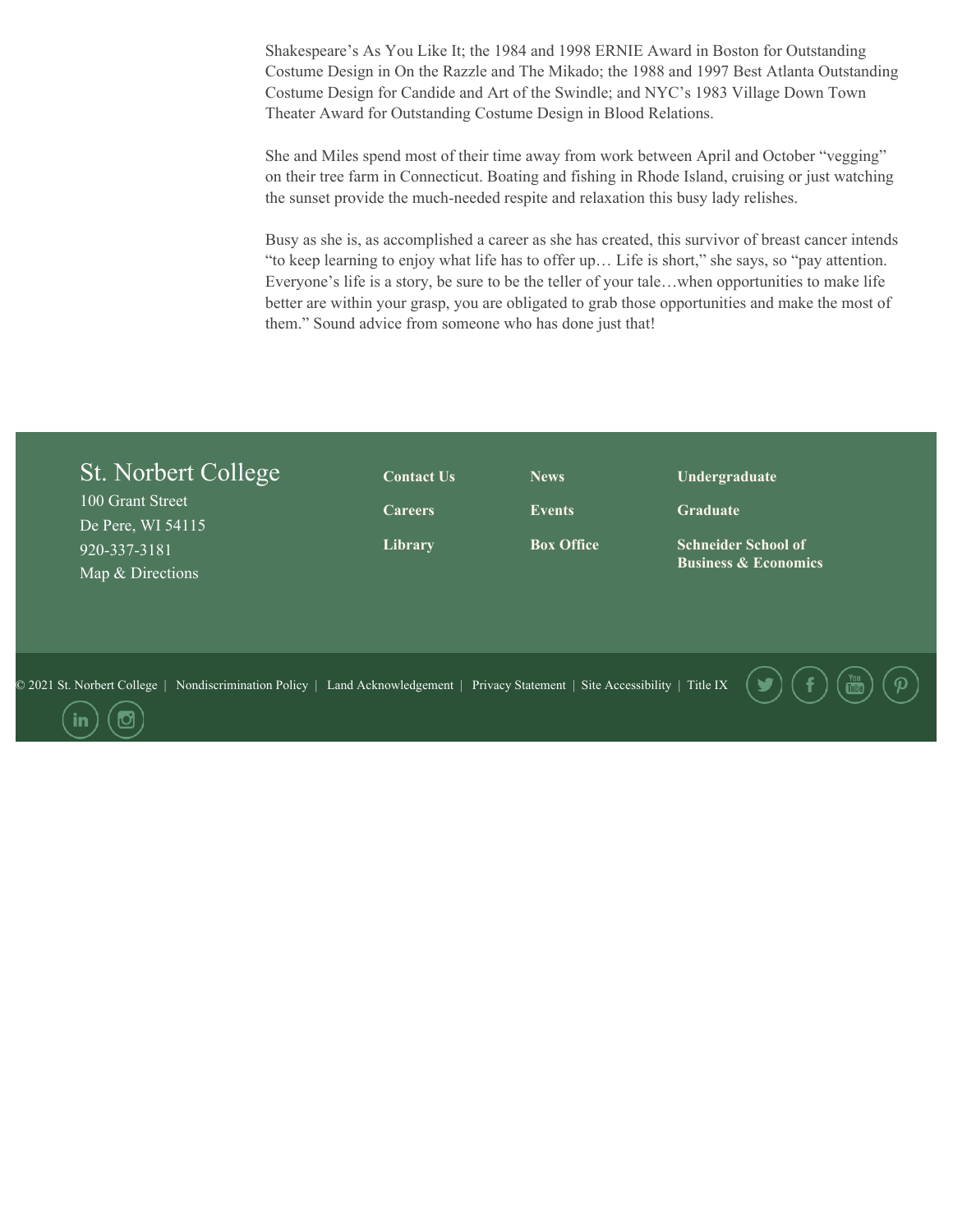Shakespeare's As You Like It; the 1984 and 1998 ERNIE Award in Boston for Outstanding Costume Design in On the Razzle and The Mikado; the 1988 and 1997 Best Atlanta Outstanding Costume Design for Candide and Art of the Swindle; and NYC's 1983 Village Down Town Theater Award for Outstanding Costume Design in Blood Relations.

She and Miles spend most of their time away from work between April and October "vegging" on their tree farm in Connecticut. Boating and fishing in Rhode Island, cruising or just watching the sunset provide the much-needed respite and relaxation this busy lady relishes.

Busy as she is, as accomplished a career as she has created, this survivor of breast cancer intends "to keep learning to enjoy what life has to offer up… Life is short," she says, so "pay attention. Everyone's life is a story, be sure to be the teller of your tale…when opportunities to make life better are within your grasp, you are obligated to grab those opportunities and make the most of them." Sound advice from someone who has done just that!

St. Norbert College
100 Grant Street
De Pere, WI 54115
920-337-3181
Map & Directions

**Contact Us**
**Careers**
**Library**

**News**
**Events**
**Box Office**

**Undergraduate**
**Graduate**
**Schneider School of Business & Economics**

© 2021 St. Norbert College | Nondiscrimination Policy | Land Acknowledgement | Privacy Statement | Site Accessibility | Title IX